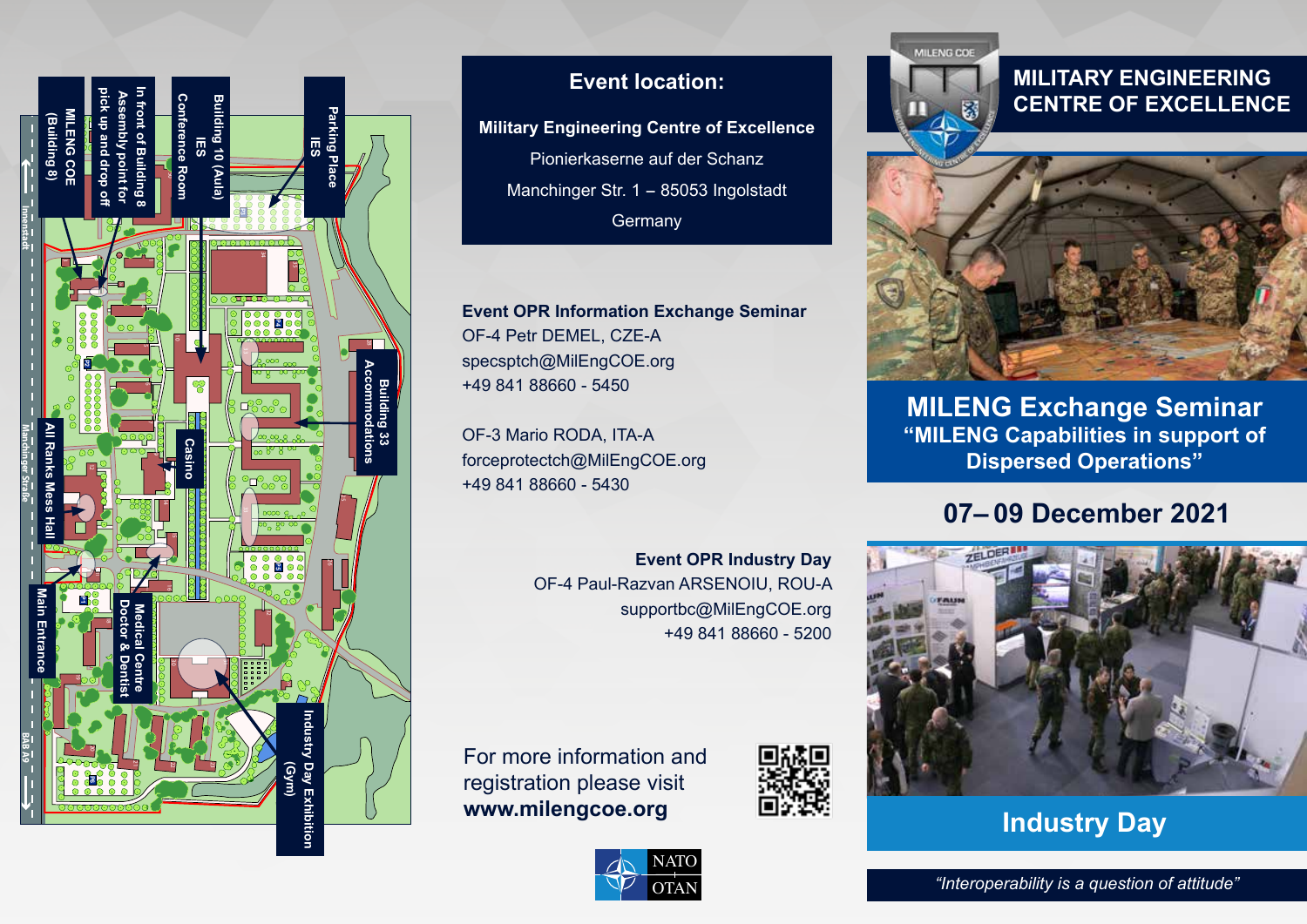MILENG COE (Building 8)

In front of Building 8 Assembly point for pick up and drop off

Building 10 (Aula) IES Conference Room

Parking Place IES

Building 33 Accommodations

Casino

All Ranks Mess Hall

Main Entrance

Medical Centre Doctor & Dentist

Industry Day Exhibition (Gym)

Innenstadt

Manchinger Straße

BAB A9

## Event location:

**Military Engineering Centre of Excellence**

Pionierkaserne auf der Schanz

Manchinger Str. 1 – 85053 Ingolstadt

Germany

**Event OPR Information Exchange Seminar**
OF-4 Petr DEMEL, CZE-A
specsptch@MilEngCOE.org
+49 841 88660 - 5450

OF-3 Mario RODA, ITA-A
forceprotectch@MilEngCOE.org
+49 841 88660 - 5430

**Event OPR Industry Day**
OF-4 Paul-Razvan ARSENOIU, ROU-A
supportbc@MilEngCOE.org
+49 841 88660 - 5200

For more information and registration please visit
**www.milengcoe.org**

NATO OTAN

MILENG COE

# MILITARY ENGINEERING CENTRE OF EXCELLENCE

## MILENG Exchange Seminar

**“MILENG Capabilities in support of Dispersed Operations”**

## 07– 09 December 2021

## Industry Day

*“Interoperability is a question of attitude”*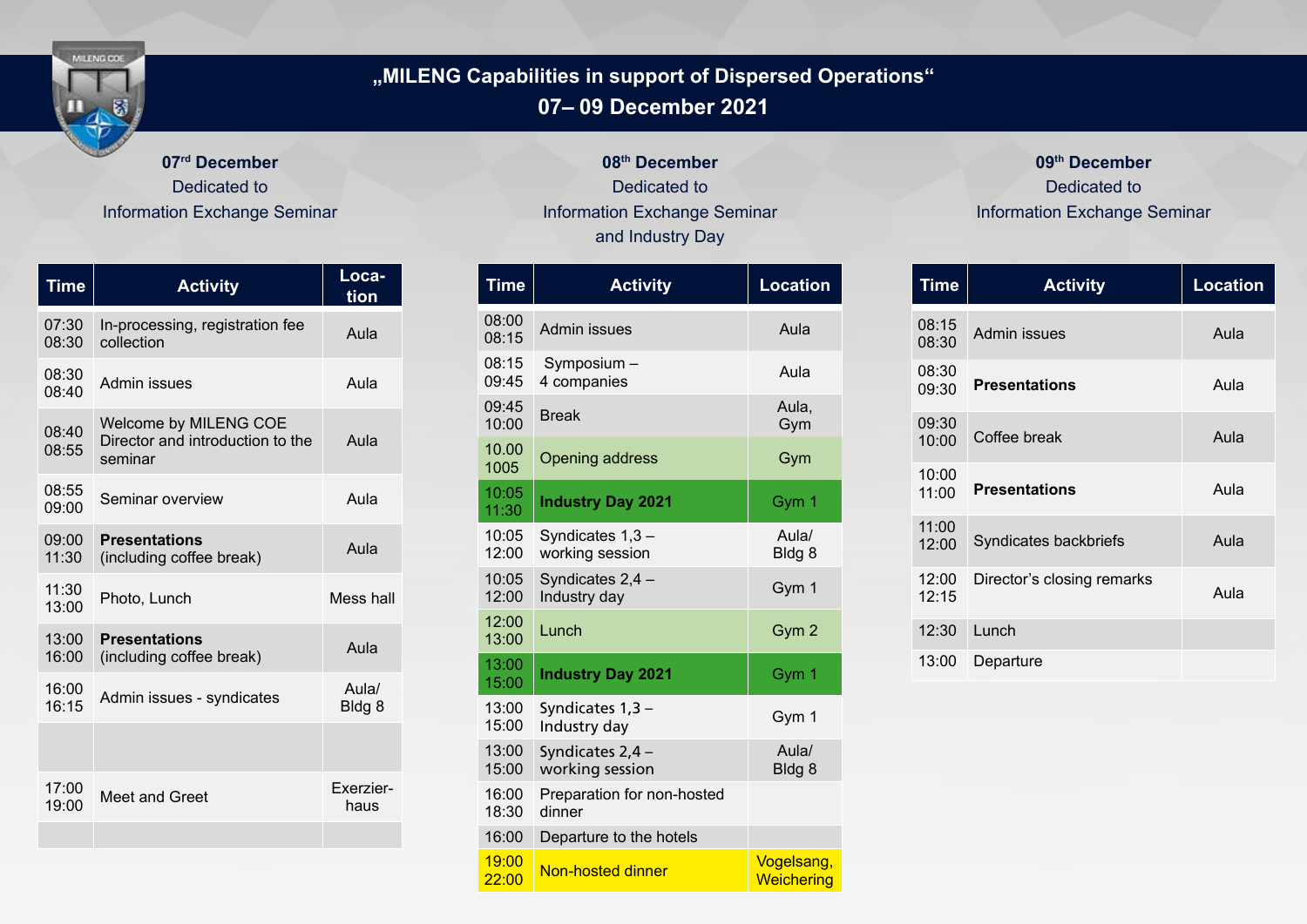# „MILENG Capabilities in support of Dispersed Operations“

## 07– 09 December 2021

### 07rd December

Dedicated to Information Exchange Seminar

| Time | Activity | Location |
|---|---|---|
| 07:30 08:30 | In-processing, registration fee collection | Aula |
| 08:30 08:40 | Admin issues | Aula |
| 08:40 08:55 | Welcome by MILENG COE Director and introduction to the seminar | Aula |
| 08:55 09:00 | Seminar overview | Aula |
| 09:00 11:30 | **Presentations** (including coffee break) | Aula |
| 11:30 13:00 | Photo, Lunch | Mess hall |
| 13:00 16:00 | **Presentations** (including coffee break) | Aula |
| 16:00 16:15 | Admin issues - syndicates | Aula/ Bldg 8 |
| | | |
| 17:00 19:00 | Meet and Greet | Exerzier-haus |
| | | |

### 08th December

Dedicated to Information Exchange Seminar and Industry Day

| Time | Activity | Location |
|---|---|---|
| 08:00 08:15 | Admin issues | Aula |
| 08:15 09:45 | Symposium – 4 companies | Aula |
| 09:45 10:00 | Break | Aula, Gym |
| 10.00 1005 | Opening address | Gym |
| 10:05 11:30 | **Industry Day 2021** | Gym 1 |
| 10:05 12:00 | Syndicates 1,3 – working session | Aula/ Bldg 8 |
| 10:05 12:00 | Syndicates 2,4 – Industry day | Gym 1 |
| 12:00 13:00 | Lunch | Gym 2 |
| 13:00 15:00 | **Industry Day 2021** | Gym 1 |
| 13:00 15:00 | Syndicates 1,3 – Industry day | Gym 1 |
| 13:00 15:00 | Syndicates 2,4 – working session | Aula/ Bldg 8 |
| 16:00 18:30 | Preparation for non-hosted dinner | |
| 16:00 | Departure to the hotels | |
| 19:00 22:00 | Non-hosted dinner | Vogelsang, Weichering |

### 09th December

Dedicated to Information Exchange Seminar

| Time | Activity | Location |
|---|---|---|
| 08:15 08:30 | Admin issues | Aula |
| 08:30 09:30 | **Presentations** | Aula |
| 09:30 10:00 | Coffee break | Aula |
| 10:00 11:00 | **Presentations** | Aula |
| 11:00 12:00 | Syndicates backbriefs | Aula |
| 12:00 12:15 | Director's closing remarks | Aula |
| 12:30 | Lunch | |
| 13:00 | Departure | |